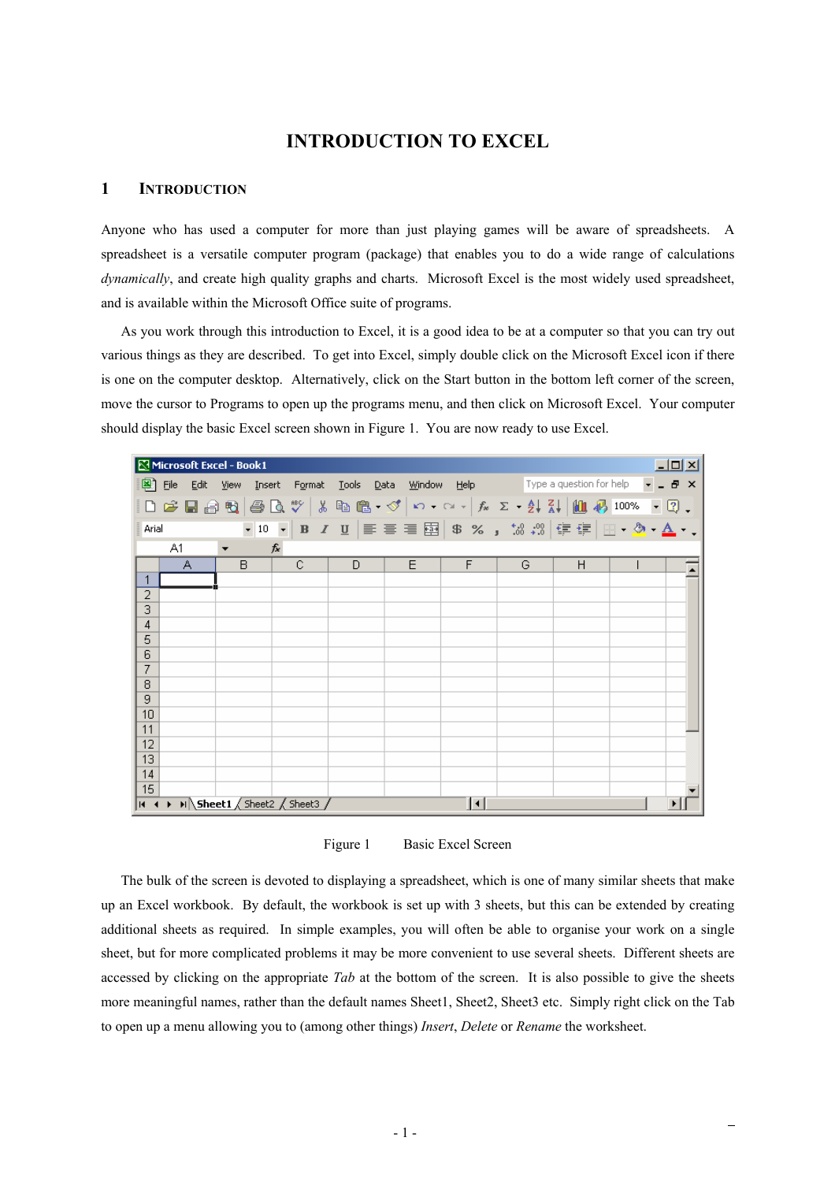# INTRODUCTION TO EXCEL

## 1 INTRODUCTION

Anyone who has used a computer for more than just playing games will be aware of spreadsheets. A spreadsheet is a versatile computer program (package) that enables you to do a wide range of calculations *dynamically*, and create high quality graphs and charts. Microsoft Excel is the most widely used spreadsheet, and is available within the Microsoft Office suite of programs.

As you work through this introduction to Excel, it is a good idea to be at a computer so that you can try out various things as they are described. To get into Excel, simply double click on the Microsoft Excel icon if there is one on the computer desktop. Alternatively, click on the Start button in the bottom left corner of the screen, move the cursor to Programs to open up the programs menu, and then click on Microsoft Excel. Your computer should display the basic Excel screen shown in Figure 1. You are now ready to use Excel.

Figure 1 Basic Excel Screen

The bulk of the screen is devoted to displaying a spreadsheet, which is one of many similar sheets that make up an Excel workbook. By default, the workbook is set up with 3 sheets, but this can be extended by creating additional sheets as required. In simple examples, you will often be able to organise your work on a single sheet, but for more complicated problems it may be more convenient to use several sheets. Different sheets are accessed by clicking on the appropriate *Tab* at the bottom of the screen. It is also possible to give the sheets more meaningful names, rather than the default names Sheet1, Sheet2, Sheet3 etc. Simply right click on the Tab to open up a menu allowing you to (among other things) *Insert*, *Delete* or *Rename* the worksheet.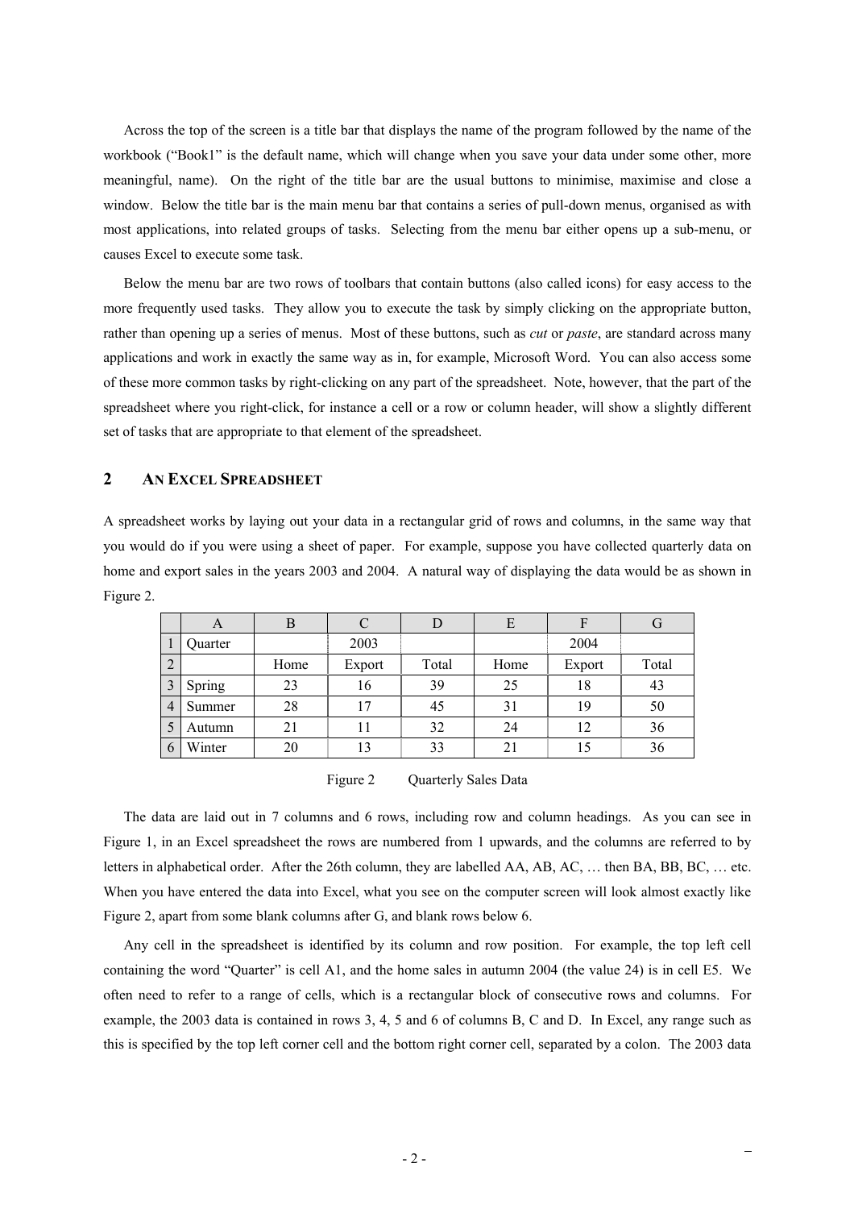Across the top of the screen is a title bar that displays the name of the program followed by the name of the workbook ("Book1" is the default name, which will change when you save your data under some other, more meaningful, name). On the right of the title bar are the usual buttons to minimise, maximise and close a window. Below the title bar is the main menu bar that contains a series of pull-down menus, organised as with most applications, into related groups of tasks. Selecting from the menu bar either opens up a sub-menu, or causes Excel to execute some task.

Below the menu bar are two rows of toolbars that contain buttons (also called icons) for easy access to the more frequently used tasks. They allow you to execute the task by simply clicking on the appropriate button, rather than opening up a series of menus. Most of these buttons, such as *cut* or *paste*, are standard across many applications and work in exactly the same way as in, for example, Microsoft Word. You can also access some of these more common tasks by right-clicking on any part of the spreadsheet. Note, however, that the part of the spreadsheet where you right-click, for instance a cell or a row or column header, will show a slightly different set of tasks that are appropriate to that element of the spreadsheet.

## 2 AN EXCEL SPREADSHEET

A spreadsheet works by laying out your data in a rectangular grid of rows and columns, in the same way that you would do if you were using a sheet of paper. For example, suppose you have collected quarterly data on home and export sales in the years 2003 and 2004. A natural way of displaying the data would be as shown in Figure 2.

| | A | B | C | D | E | F | G |
|---|---|---|---|---|---|---|---|
| 1 | Quarter | | 2003 | | | 2004 | |
| 2 | | Home | Export | Total | Home | Export | Total |
| 3 | Spring | 23 | 16 | 39 | 25 | 18 | 43 |
| 4 | Summer | 28 | 17 | 45 | 31 | 19 | 50 |
| 5 | Autumn | 21 | 11 | 32 | 24 | 12 | 36 |
| 6 | Winter | 20 | 13 | 33 | 21 | 15 | 36 |

Figure 2 Quarterly Sales Data

The data are laid out in 7 columns and 6 rows, including row and column headings. As you can see in Figure 1, in an Excel spreadsheet the rows are numbered from 1 upwards, and the columns are referred to by letters in alphabetical order. After the 26th column, they are labelled AA, AB, AC, … then BA, BB, BC, … etc. When you have entered the data into Excel, what you see on the computer screen will look almost exactly like Figure 2, apart from some blank columns after G, and blank rows below 6.

Any cell in the spreadsheet is identified by its column and row position. For example, the top left cell containing the word "Quarter" is cell A1, and the home sales in autumn 2004 (the value 24) is in cell E5. We often need to refer to a range of cells, which is a rectangular block of consecutive rows and columns. For example, the 2003 data is contained in rows 3, 4, 5 and 6 of columns B, C and D. In Excel, any range such as this is specified by the top left corner cell and the bottom right corner cell, separated by a colon. The 2003 data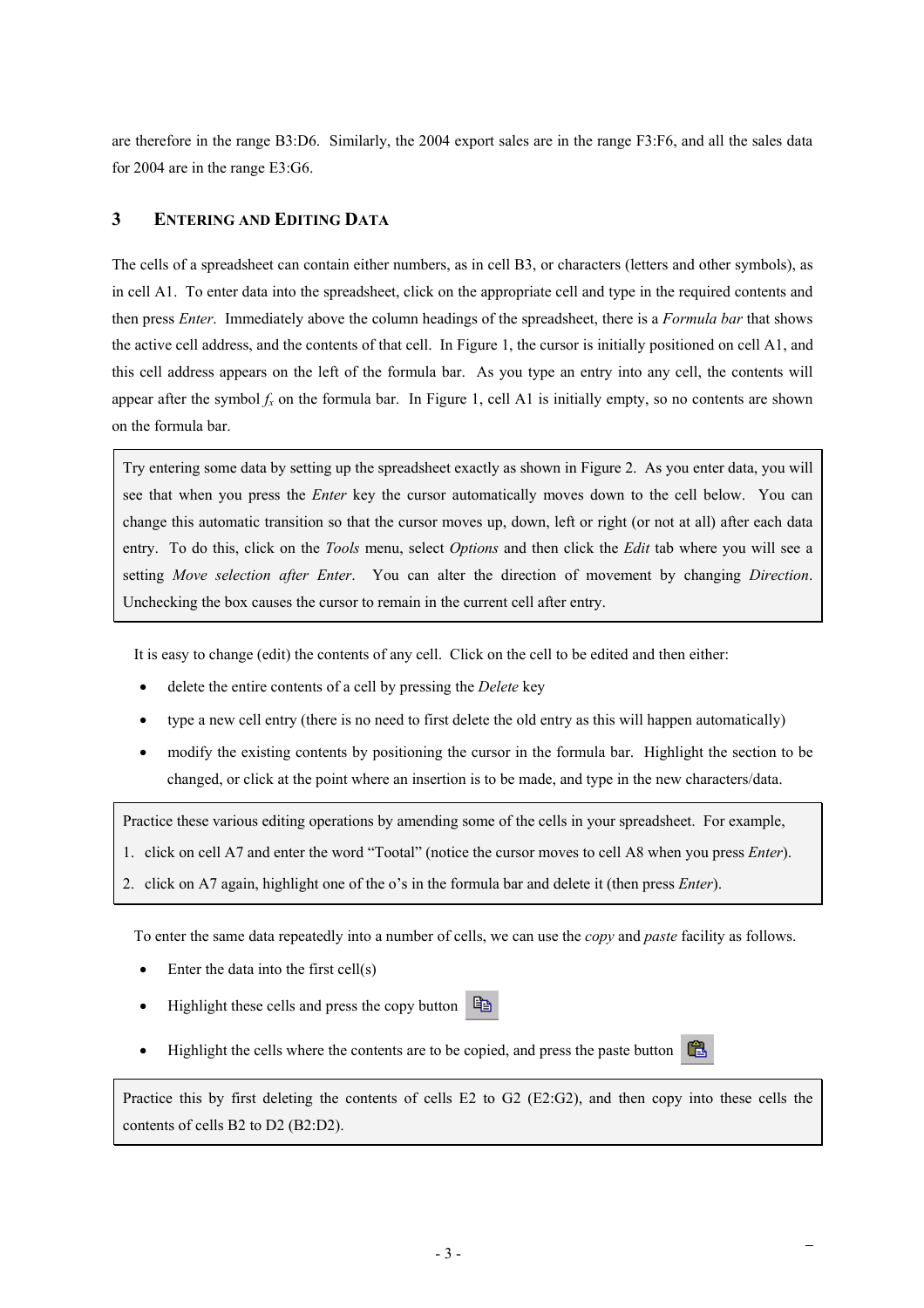are therefore in the range B3:D6. Similarly, the 2004 export sales are in the range F3:F6, and all the sales data for 2004 are in the range E3:G6.

## 3 ENTERING AND EDITING DATA

The cells of a spreadsheet can contain either numbers, as in cell B3, or characters (letters and other symbols), as in cell A1. To enter data into the spreadsheet, click on the appropriate cell and type in the required contents and then press *Enter*. Immediately above the column headings of the spreadsheet, there is a *Formula bar* that shows the active cell address, and the contents of that cell. In Figure 1, the cursor is initially positioned on cell A1, and this cell address appears on the left of the formula bar. As you type an entry into any cell, the contents will appear after the symbol $f_x$ on the formula bar. In Figure 1, cell A1 is initially empty, so no contents are shown on the formula bar.

> Try entering some data by setting up the spreadsheet exactly as shown in Figure 2. As you enter data, you will see that when you press the *Enter* key the cursor automatically moves down to the cell below. You can change this automatic transition so that the cursor moves up, down, left or right (or not at all) after each data entry. To do this, click on the *Tools* menu, select *Options* and then click the *Edit* tab where you will see a setting *Move selection after Enter*. You can alter the direction of movement by changing *Direction*. Unchecking the box causes the cursor to remain in the current cell after entry.

It is easy to change (edit) the contents of any cell. Click on the cell to be edited and then either:

- delete the entire contents of a cell by pressing the *Delete* key
- type a new cell entry (there is no need to first delete the old entry as this will happen automatically)
- modify the existing contents by positioning the cursor in the formula bar. Highlight the section to be changed, or click at the point where an insertion is to be made, and type in the new characters/data.

> Practice these various editing operations by amending some of the cells in your spreadsheet. For example,
>
> 1. click on cell A7 and enter the word "Tootal" (notice the cursor moves to cell A8 when you press *Enter*).
> 2. click on A7 again, highlight one of the o's in the formula bar and delete it (then press *Enter*).

To enter the same data repeatedly into a number of cells, we can use the *copy* and *paste* facility as follows.

- Enter the data into the first cell(s)
- Highlight these cells and press the copy button
- Highlight the cells where the contents are to be copied, and press the paste button

> Practice this by first deleting the contents of cells E2 to G2 (E2:G2), and then copy into these cells the contents of cells B2 to D2 (B2:D2).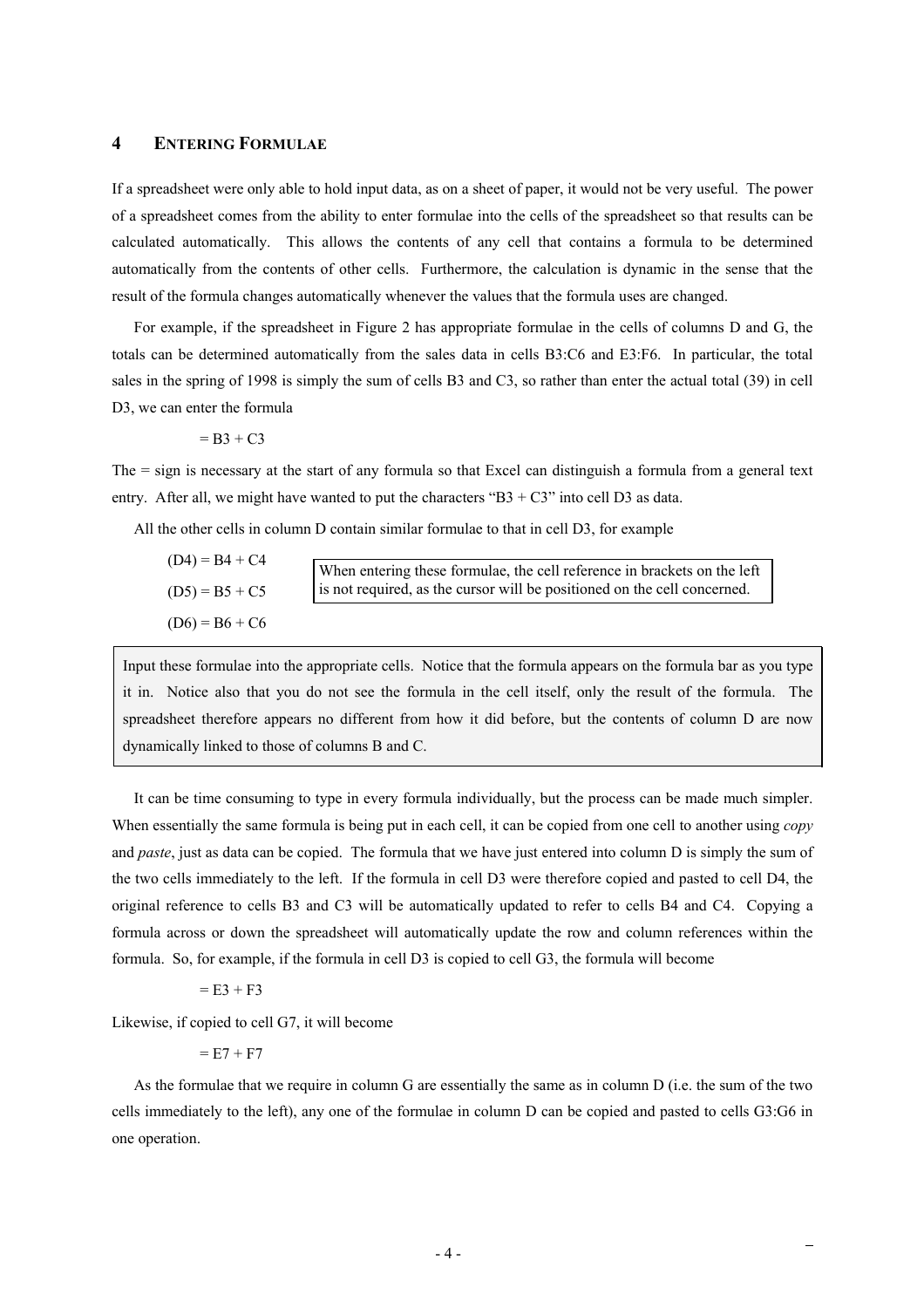## 4 ENTERING FORMULAE

If a spreadsheet were only able to hold input data, as on a sheet of paper, it would not be very useful. The power of a spreadsheet comes from the ability to enter formulae into the cells of the spreadsheet so that results can be calculated automatically. This allows the contents of any cell that contains a formula to be determined automatically from the contents of other cells. Furthermore, the calculation is dynamic in the sense that the result of the formula changes automatically whenever the values that the formula uses are changed.

For example, if the spreadsheet in Figure 2 has appropriate formulae in the cells of columns D and G, the totals can be determined automatically from the sales data in cells B3:C6 and E3:F6. In particular, the total sales in the spring of 1998 is simply the sum of cells B3 and C3, so rather than enter the actual total (39) in cell D3, we can enter the formula

= B3 + C3

The = sign is necessary at the start of any formula so that Excel can distinguish a formula from a general text entry. After all, we might have wanted to put the characters "B3 + C3" into cell D3 as data.

All the other cells in column D contain similar formulae to that in cell D3, for example

(D4) = B4 + C4

(D5) = B5 + C5

(D6) = B6 + C6

> When entering these formulae, the cell reference in brackets on the left is not required, as the cursor will be positioned on the cell concerned.

> Input these formulae into the appropriate cells. Notice that the formula appears on the formula bar as you type it in. Notice also that you do not see the formula in the cell itself, only the result of the formula. The spreadsheet therefore appears no different from how it did before, but the contents of column D are now dynamically linked to those of columns B and C.

It can be time consuming to type in every formula individually, but the process can be made much simpler. When essentially the same formula is being put in each cell, it can be copied from one cell to another using *copy* and *paste*, just as data can be copied. The formula that we have just entered into column D is simply the sum of the two cells immediately to the left. If the formula in cell D3 were therefore copied and pasted to cell D4, the original reference to cells B3 and C3 will be automatically updated to refer to cells B4 and C4. Copying a formula across or down the spreadsheet will automatically update the row and column references within the formula. So, for example, if the formula in cell D3 is copied to cell G3, the formula will become

= E3 + F3

Likewise, if copied to cell G7, it will become

= E7 + F7

As the formulae that we require in column G are essentially the same as in column D (i.e. the sum of the two cells immediately to the left), any one of the formulae in column D can be copied and pasted to cells G3:G6 in one operation.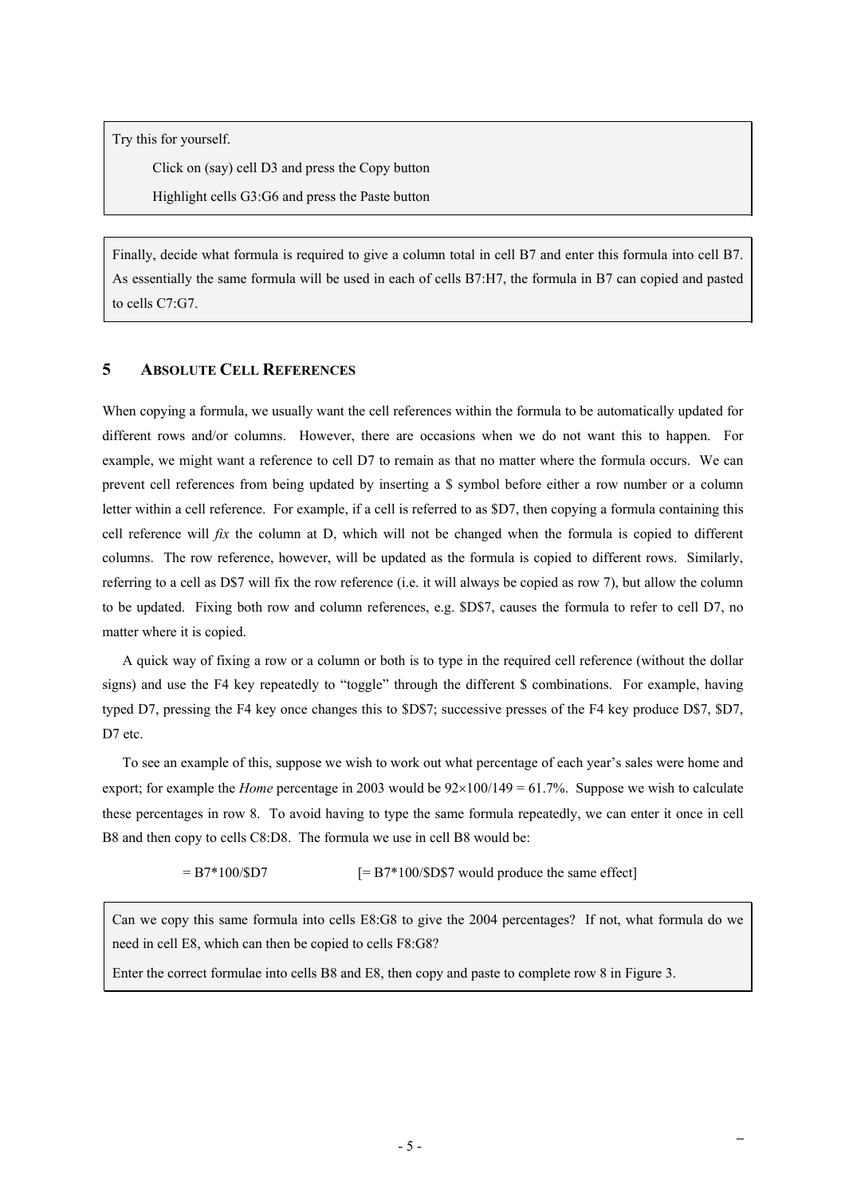> Try this for yourself.
>
> Click on (say) cell D3 and press the Copy button
>
> Highlight cells G3:G6 and press the Paste button

> Finally, decide what formula is required to give a column total in cell B7 and enter this formula into cell B7. As essentially the same formula will be used in each of cells B7:H7, the formula in B7 can copied and pasted to cells C7:G7.

## 5 ABSOLUTE CELL REFERENCES

When copying a formula, we usually want the cell references within the formula to be automatically updated for different rows and/or columns. However, there are occasions when we do not want this to happen. For example, we might want a reference to cell D7 to remain as that no matter where the formula occurs. We can prevent cell references from being updated by inserting a $ symbol before either a row number or a column letter within a cell reference. For example, if a cell is referred to as $D7, then copying a formula containing this cell reference will *fix* the column at D, which will not be changed when the formula is copied to different columns. The row reference, however, will be updated as the formula is copied to different rows. Similarly, referring to a cell as D$7 will fix the row reference (i.e. it will always be copied as row 7), but allow the column to be updated. Fixing both row and column references, e.g. $D$7, causes the formula to refer to cell D7, no matter where it is copied.

A quick way of fixing a row or a column or both is to type in the required cell reference (without the dollar signs) and use the F4 key repeatedly to "toggle" through the different $ combinations. For example, having typed D7, pressing the F4 key once changes this to $D$7; successive presses of the F4 key produce D$7, $D7, D7 etc.

To see an example of this, suppose we wish to work out what percentage of each year's sales were home and export; for example the *Home* percentage in 2003 would be 92×100/149 = 61.7%. Suppose we wish to calculate these percentages in row 8. To avoid having to type the same formula repeatedly, we can enter it once in cell B8 and then copy to cells C8:D8. The formula we use in cell B8 would be:

= B7*100/$D7 [= B7*100/$D$7 would produce the same effect]

> Can we copy this same formula into cells E8:G8 to give the 2004 percentages? If not, what formula do we need in cell E8, which can then be copied to cells F8:G8?
>
> Enter the correct formulae into cells B8 and E8, then copy and paste to complete row 8 in Figure 3.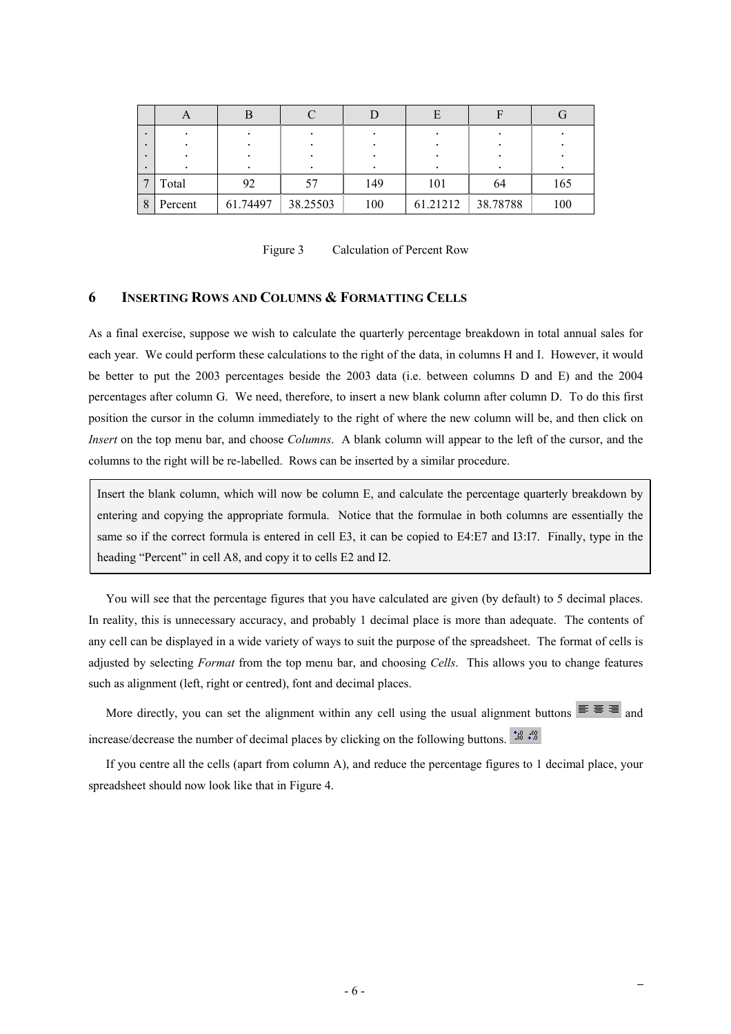| | A | B | C | D | E | F | G |
|---|---|---|---|---|---|---|---|
| ⋮ | ⋮ | ⋮ | ⋮ | ⋮ | ⋮ | ⋮ | ⋮ |
| 7 | Total | 92 | 57 | 149 | 101 | 64 | 165 |
| 8 | Percent | 61.74497 | 38.25503 | 100 | 61.21212 | 38.78788 | 100 |

Figure 3 Calculation of Percent Row

## 6 Inserting Rows and Columns & Formatting Cells

As a final exercise, suppose we wish to calculate the quarterly percentage breakdown in total annual sales for each year. We could perform these calculations to the right of the data, in columns H and I. However, it would be better to put the 2003 percentages beside the 2003 data (i.e. between columns D and E) and the 2004 percentages after column G. We need, therefore, to insert a new blank column after column D. To do this first position the cursor in the column immediately to the right of where the new column will be, and then click on *Insert* on the top menu bar, and choose *Columns*. A blank column will appear to the left of the cursor, and the columns to the right will be re-labelled. Rows can be inserted by a similar procedure.

> Insert the blank column, which will now be column E, and calculate the percentage quarterly breakdown by entering and copying the appropriate formula. Notice that the formulae in both columns are essentially the same so if the correct formula is entered in cell E3, it can be copied to E4:E7 and I3:I7. Finally, type in the heading "Percent" in cell A8, and copy it to cells E2 and I2.

You will see that the percentage figures that you have calculated are given (by default) to 5 decimal places. In reality, this is unnecessary accuracy, and probably 1 decimal place is more than adequate. The contents of any cell can be displayed in a wide variety of ways to suit the purpose of the spreadsheet. The format of cells is adjusted by selecting *Format* from the top menu bar, and choosing *Cells*. This allows you to change features such as alignment (left, right or centred), font and decimal places.

More directly, you can set the alignment within any cell using the usual alignment buttons and increase/decrease the number of decimal places by clicking on the following buttons.

If you centre all the cells (apart from column A), and reduce the percentage figures to 1 decimal place, your spreadsheet should now look like that in Figure 4.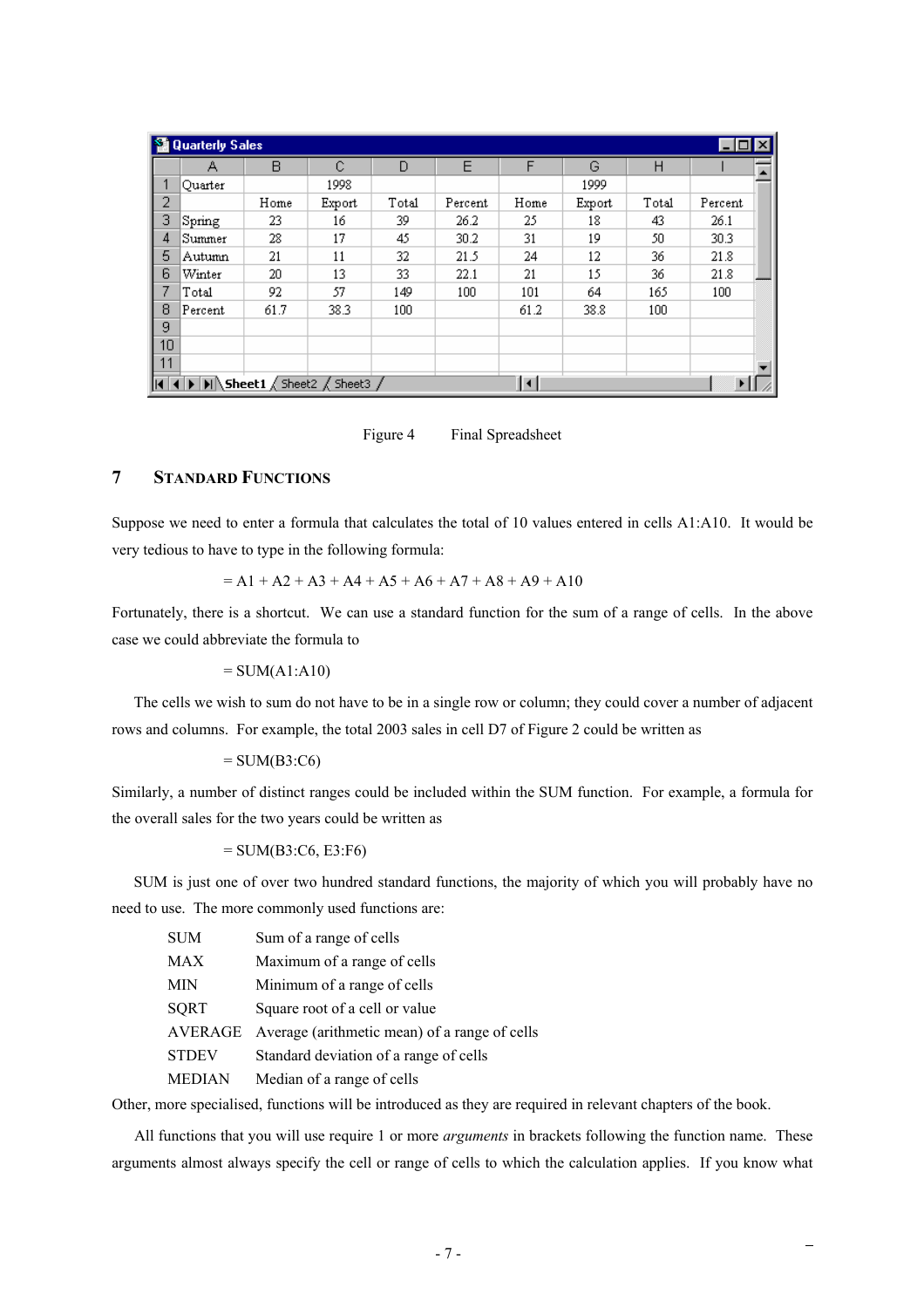| | A | B | C | D | E | F | G | H | I |
|---|---|---|---|---|---|---|---|---|---|
| 1 | Quarter | | 1998 | | | | 1999 | | |
| 2 | | Home | Export | Total | Percent | Home | Export | Total | Percent |
| 3 | Spring | 23 | 16 | 39 | 26.2 | 25 | 18 | 43 | 26.1 |
| 4 | Summer | 28 | 17 | 45 | 30.2 | 31 | 19 | 50 | 30.3 |
| 5 | Autumn | 21 | 11 | 32 | 21.5 | 24 | 12 | 36 | 21.8 |
| 6 | Winter | 20 | 13 | 33 | 22.1 | 21 | 15 | 36 | 21.8 |
| 7 | Total | 92 | 57 | 149 | 100 | 101 | 64 | 165 | 100 |
| 8 | Percent | 61.7 | 38.3 | 100 | | 61.2 | 38.8 | 100 | |
| 9 | | | | | | | | | |
| 10 | | | | | | | | | |
| 11 | | | | | | | | | |

Figure 4 Final Spreadsheet

## 7 Standard Functions

Suppose we need to enter a formula that calculates the total of 10 values entered in cells A1:A10. It would be very tedious to have to type in the following formula:

= A1 + A2 + A3 + A4 + A5 + A6 + A7 + A8 + A9 + A10

Fortunately, there is a shortcut. We can use a standard function for the sum of a range of cells. In the above case we could abbreviate the formula to

= SUM(A1:A10)

The cells we wish to sum do not have to be in a single row or column; they could cover a number of adjacent rows and columns. For example, the total 2003 sales in cell D7 of Figure 2 could be written as

= SUM(B3:C6)

Similarly, a number of distinct ranges could be included within the SUM function. For example, a formula for the overall sales for the two years could be written as

= SUM(B3:C6, E3:F6)

SUM is just one of over two hundred standard functions, the majority of which you will probably have no need to use. The more commonly used functions are:

| | |
|---|---|
| SUM | Sum of a range of cells |
| MAX | Maximum of a range of cells |
| MIN | Minimum of a range of cells |
| SQRT | Square root of a cell or value |
| AVERAGE | Average (arithmetic mean) of a range of cells |
| STDEV | Standard deviation of a range of cells |
| MEDIAN | Median of a range of cells |

Other, more specialised, functions will be introduced as they are required in relevant chapters of the book.

All functions that you will use require 1 or more *arguments* in brackets following the function name. These arguments almost always specify the cell or range of cells to which the calculation applies. If you know what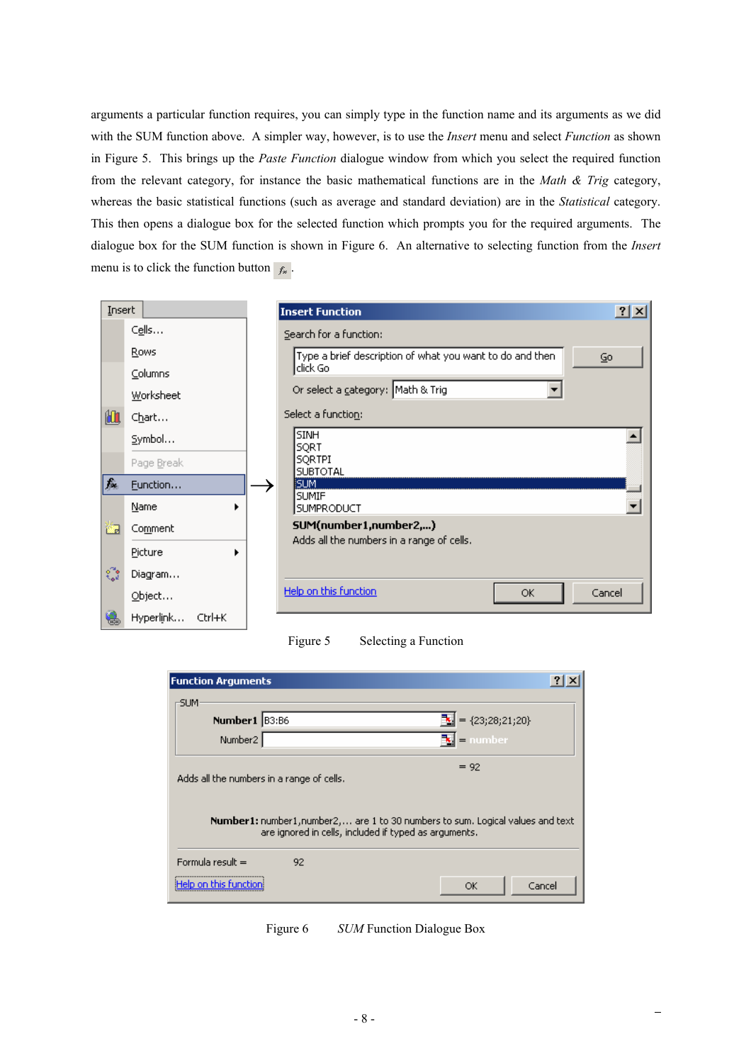arguments a particular function requires, you can simply type in the function name and its arguments as we did with the SUM function above. A simpler way, however, is to use the *Insert* menu and select *Function* as shown in Figure 5. This brings up the *Paste Function* dialogue window from which you select the required function from the relevant category, for instance the basic mathematical functions are in the *Math & Trig* category, whereas the basic statistical functions (such as average and standard deviation) are in the *Statistical* category. This then opens a dialogue box for the selected function which prompts you for the required arguments. The dialogue box for the SUM function is shown in Figure 6. An alternative to selecting function from the *Insert* menu is to click the function button $f_x$.

Figure 5 Selecting a Function

Figure 6 *SUM* Function Dialogue Box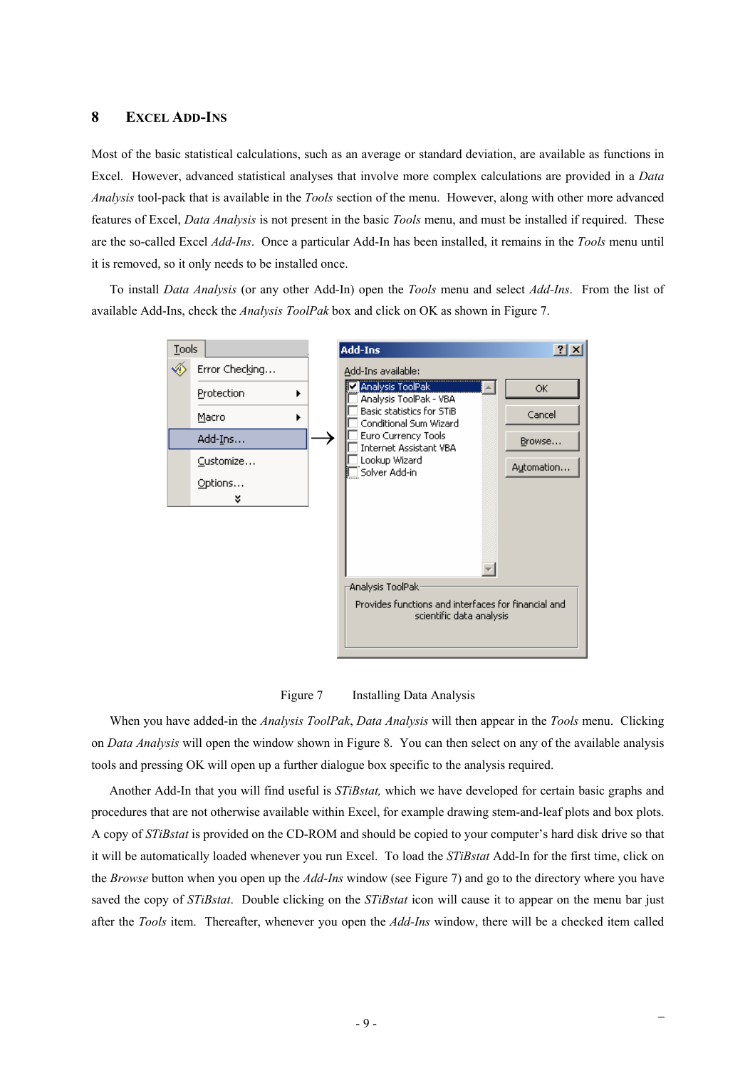## 8 Excel Add-Ins

Most of the basic statistical calculations, such as an average or standard deviation, are available as functions in Excel. However, advanced statistical analyses that involve more complex calculations are provided in a *Data Analysis* tool-pack that is available in the *Tools* section of the menu. However, along with other more advanced features of Excel, *Data Analysis* is not present in the basic *Tools* menu, and must be installed if required. These are the so-called Excel *Add-Ins*. Once a particular Add-In has been installed, it remains in the *Tools* menu until it is removed, so it only needs to be installed once.

To install *Data Analysis* (or any other Add-In) open the *Tools* menu and select *Add-Ins*. From the list of available Add-Ins, check the *Analysis ToolPak* box and click on OK as shown in Figure 7.

Figure 7 Installing Data Analysis

When you have added-in the *Analysis ToolPak*, *Data Analysis* will then appear in the *Tools* menu. Clicking on *Data Analysis* will open the window shown in Figure 8. You can then select on any of the available analysis tools and pressing OK will open up a further dialogue box specific to the analysis required.

Another Add-In that you will find useful is *STiBstat,* which we have developed for certain basic graphs and procedures that are not otherwise available within Excel, for example drawing stem-and-leaf plots and box plots. A copy of *STiBstat* is provided on the CD-ROM and should be copied to your computer's hard disk drive so that it will be automatically loaded whenever you run Excel. To load the *STiBstat* Add-In for the first time, click on the *Browse* button when you open up the *Add-Ins* window (see Figure 7) and go to the directory where you have saved the copy of *STiBstat*. Double clicking on the *STiBstat* icon will cause it to appear on the menu bar just after the *Tools* item. Thereafter, whenever you open the *Add-Ins* window, there will be a checked item called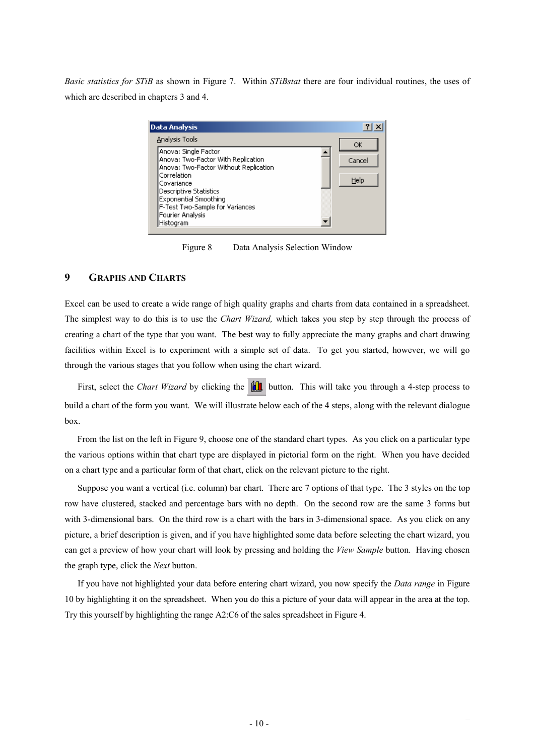*Basic statistics for STiB* as shown in Figure 7. Within *STiBstat* there are four individual routines, the uses of which are described in chapters 3 and 4.

Figure 8 Data Analysis Selection Window

## 9 GRAPHS AND CHARTS

Excel can be used to create a wide range of high quality graphs and charts from data contained in a spreadsheet. The simplest way to do this is to use the *Chart Wizard,* which takes you step by step through the process of creating a chart of the type that you want. The best way to fully appreciate the many graphs and chart drawing facilities within Excel is to experiment with a simple set of data. To get you started, however, we will go through the various stages that you follow when using the chart wizard.

First, select the *Chart Wizard* by clicking the button. This will take you through a 4-step process to build a chart of the form you want. We will illustrate below each of the 4 steps, along with the relevant dialogue box.

From the list on the left in Figure 9, choose one of the standard chart types. As you click on a particular type the various options within that chart type are displayed in pictorial form on the right. When you have decided on a chart type and a particular form of that chart, click on the relevant picture to the right.

Suppose you want a vertical (i.e. column) bar chart. There are 7 options of that type. The 3 styles on the top row have clustered, stacked and percentage bars with no depth. On the second row are the same 3 forms but with 3-dimensional bars. On the third row is a chart with the bars in 3-dimensional space. As you click on any picture, a brief description is given, and if you have highlighted some data before selecting the chart wizard, you can get a preview of how your chart will look by pressing and holding the *View Sample* button. Having chosen the graph type, click the *Next* button.

If you have not highlighted your data before entering chart wizard, you now specify the *Data range* in Figure 10 by highlighting it on the spreadsheet. When you do this a picture of your data will appear in the area at the top. Try this yourself by highlighting the range A2:C6 of the sales spreadsheet in Figure 4.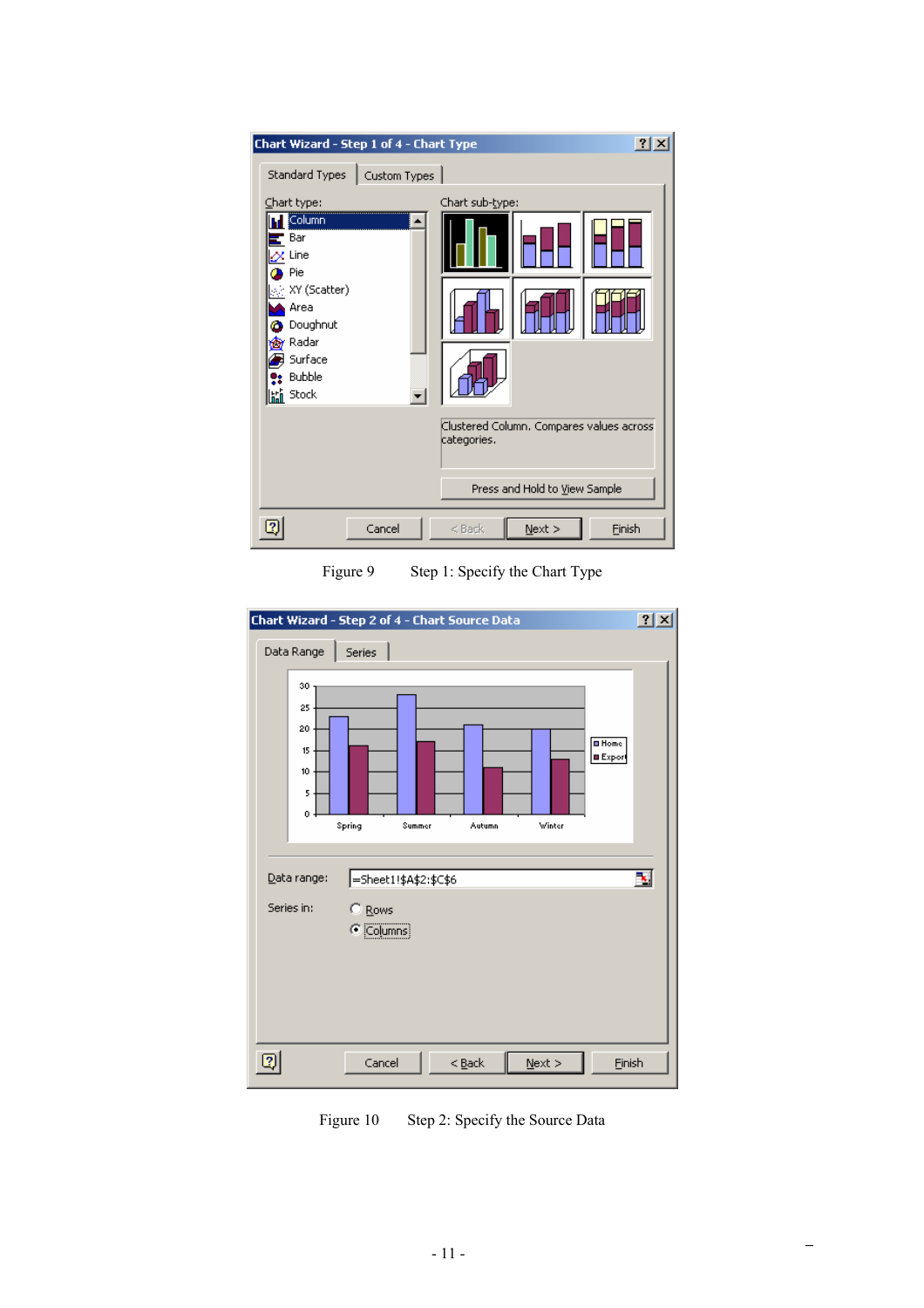Figure 9 Step 1: Specify the Chart Type

Figure 10 Step 2: Specify the Source Data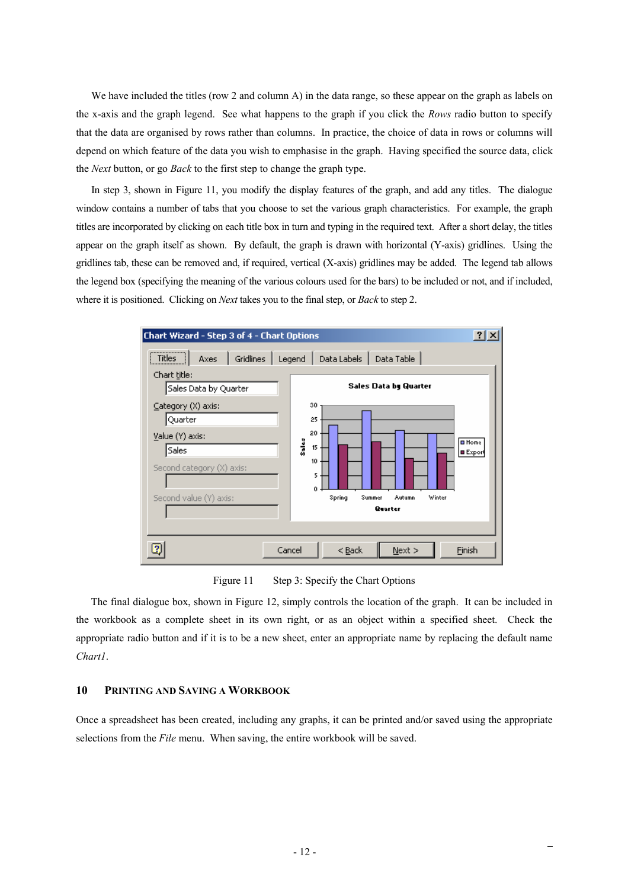We have included the titles (row 2 and column A) in the data range, so these appear on the graph as labels on the x-axis and the graph legend. See what happens to the graph if you click the *Rows* radio button to specify that the data are organised by rows rather than columns. In practice, the choice of data in rows or columns will depend on which feature of the data you wish to emphasise in the graph. Having specified the source data, click the *Next* button, or go *Back* to the first step to change the graph type.

In step 3, shown in Figure 11, you modify the display features of the graph, and add any titles. The dialogue window contains a number of tabs that you choose to set the various graph characteristics. For example, the graph titles are incorporated by clicking on each title box in turn and typing in the required text. After a short delay, the titles appear on the graph itself as shown. By default, the graph is drawn with horizontal (Y-axis) gridlines. Using the gridlines tab, these can be removed and, if required, vertical (X-axis) gridlines may be added. The legend tab allows the legend box (specifying the meaning of the various colours used for the bars) to be included or not, and if included, where it is positioned. Clicking on *Next* takes you to the final step, or *Back* to step 2.

Figure 11 Step 3: Specify the Chart Options

The final dialogue box, shown in Figure 12, simply controls the location of the graph. It can be included in the workbook as a complete sheet in its own right, or as an object within a specified sheet. Check the appropriate radio button and if it is to be a new sheet, enter an appropriate name by replacing the default name *Chart1*.

## 10 PRINTING AND SAVING A WORKBOOK

Once a spreadsheet has been created, including any graphs, it can be printed and/or saved using the appropriate selections from the *File* menu. When saving, the entire workbook will be saved.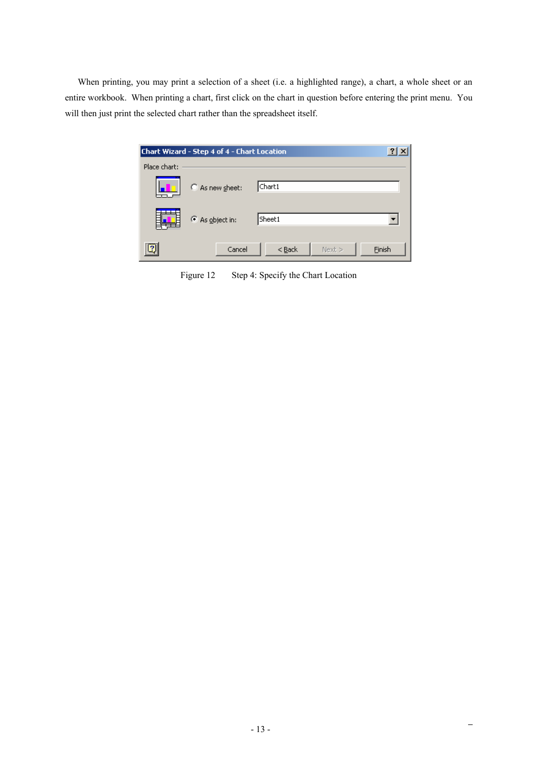When printing, you may print a selection of a sheet (i.e. a highlighted range), a chart, a whole sheet or an entire workbook. When printing a chart, first click on the chart in question before entering the print menu. You will then just print the selected chart rather than the spreadsheet itself.

Chart Wizard - Step 4 of 4 - Chart Location

Place chart:

As new sheet: Chart1

As object in: Sheet1

Cancel
< Back
Next >
Finish

Figure 12 Step 4: Specify the Chart Location